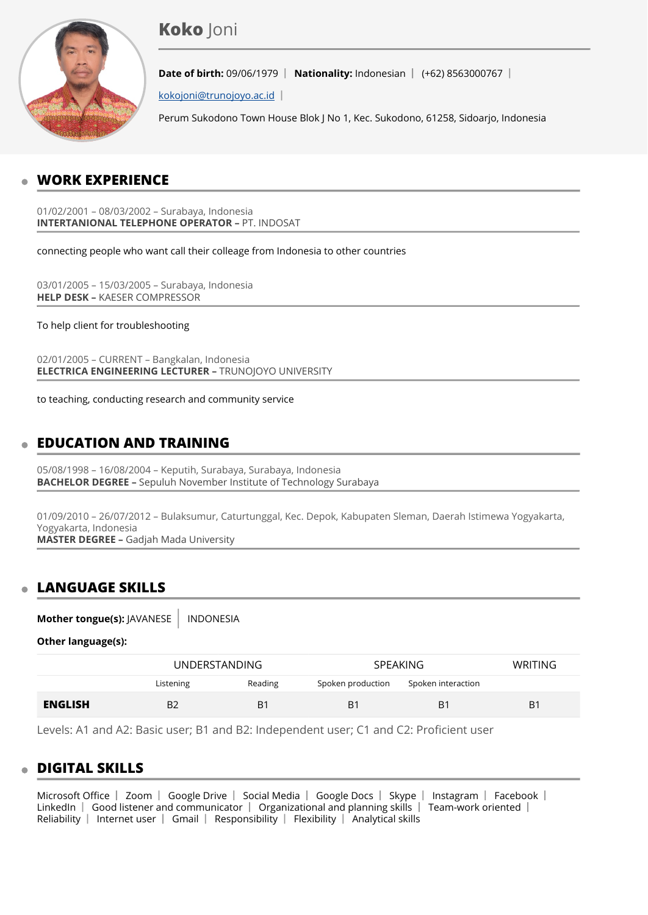# **Koko** Joni

**Date of birth:** 09/06/1979 | **Nationality:** Indonesian | (+62) 8563000767 |

kokojoni@trunojoyo.ac.id |

Perum Sukodono Town House Blok J No 1, Kec. Sukodono, 61258, Sidoarjo, Indonesia

## WORK EXPERIENCE

01/02/2001 – 08/03/2002 – Surabaya, Indonesia
**INTERTANIONAL TELEPHONE OPERATOR –** PT. INDOSAT

connecting people who want call their colleage from Indonesia to other countries

03/01/2005 – 15/03/2005 – Surabaya, Indonesia
**HELP DESK –** KAESER COMPRESSOR

To help client for troubleshooting

02/01/2005 – CURRENT – Bangkalan, Indonesia
**ELECTRICA ENGINEERING LECTURER –** TRUNOJOYO UNIVERSITY

to teaching, conducting research and community service

## EDUCATION AND TRAINING

05/08/1998 – 16/08/2004 – Keputih, Surabaya, Surabaya, Indonesia
**BACHELOR DEGREE –** Sepuluh November Institute of Technology Surabaya

01/09/2010 – 26/07/2012 – Bulaksumur, Caturtunggal, Kec. Depok, Kabupaten Sleman, Daerah Istimewa Yogyakarta, Yogyakarta, Indonesia
**MASTER DEGREE –** Gadjah Mada University

## LANGUAGE SKILLS

**Mother tongue(s):** JAVANESE | INDONESIA

**Other language(s):**

| | UNDERSTANDING | | SPEAKING | | WRITING |
|---|---|---|---|---|---|
| | Listening | Reading | Spoken production | Spoken interaction | |
| **ENGLISH** | B2 | B1 | B1 | B1 | B1 |

Levels: A1 and A2: Basic user; B1 and B2: Independent user; C1 and C2: Proficient user

## DIGITAL SKILLS

Microsoft Office | Zoom | Google Drive | Social Media | Google Docs | Skype | Instagram | Facebook | LinkedIn | Good listener and communicator | Organizational and planning skills | Team-work oriented | Reliability | Internet user | Gmail | Responsibility | Flexibility | Analytical skills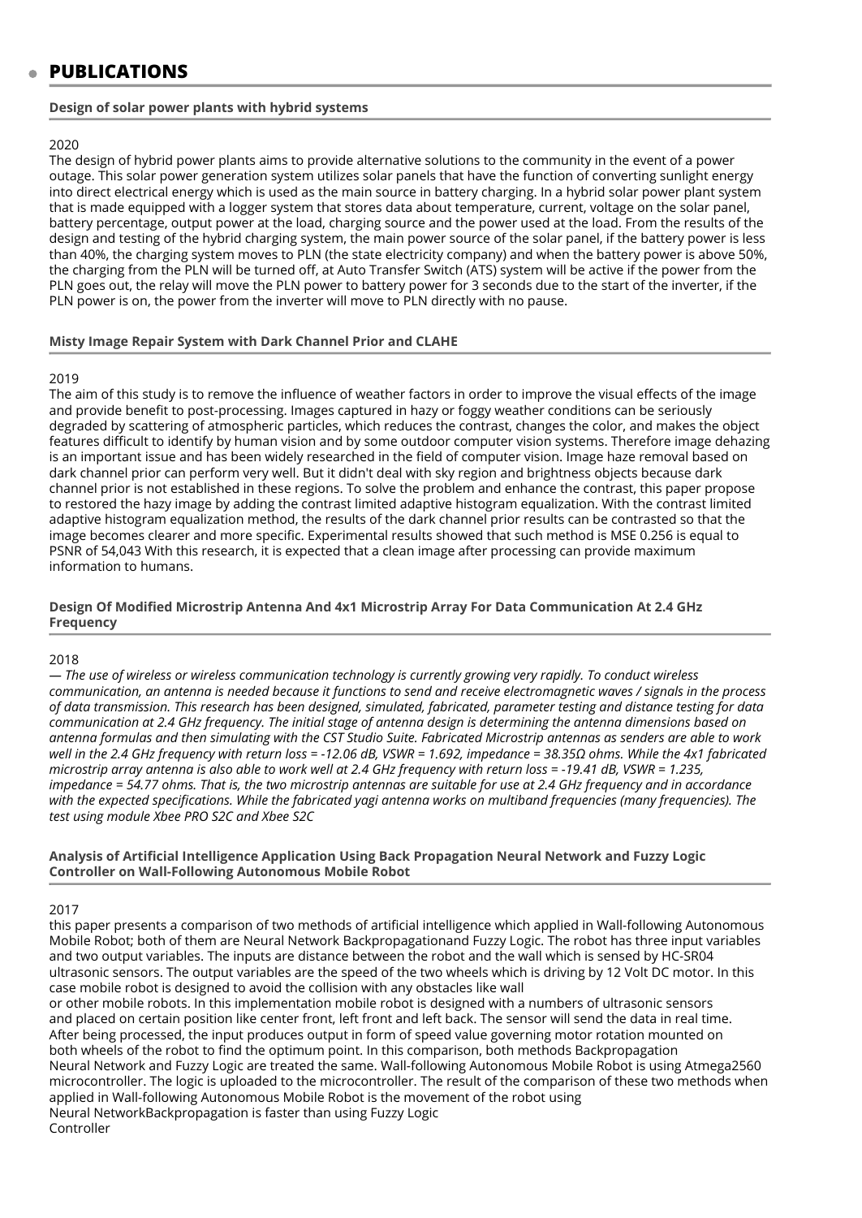## PUBLICATIONS

### Design of solar power plants with hybrid systems

2020

The design of hybrid power plants aims to provide alternative solutions to the community in the event of a power outage. This solar power generation system utilizes solar panels that have the function of converting sunlight energy into direct electrical energy which is used as the main source in battery charging. In a hybrid solar power plant system that is made equipped with a logger system that stores data about temperature, current, voltage on the solar panel, battery percentage, output power at the load, charging source and the power used at the load. From the results of the design and testing of the hybrid charging system, the main power source of the solar panel, if the battery power is less than 40%, the charging system moves to PLN (the state electricity company) and when the battery power is above 50%, the charging from the PLN will be turned off, at Auto Transfer Switch (ATS) system will be active if the power from the PLN goes out, the relay will move the PLN power to battery power for 3 seconds due to the start of the inverter, if the PLN power is on, the power from the inverter will move to PLN directly with no pause.

### Misty Image Repair System with Dark Channel Prior and CLAHE

2019

The aim of this study is to remove the influence of weather factors in order to improve the visual effects of the image and provide benefit to post-processing. Images captured in hazy or foggy weather conditions can be seriously degraded by scattering of atmospheric particles, which reduces the contrast, changes the color, and makes the object features difficult to identify by human vision and by some outdoor computer vision systems. Therefore image dehazing is an important issue and has been widely researched in the field of computer vision. Image haze removal based on dark channel prior can perform very well. But it didn't deal with sky region and brightness objects because dark channel prior is not established in these regions. To solve the problem and enhance the contrast, this paper propose to restored the hazy image by adding the contrast limited adaptive histogram equalization. With the contrast limited adaptive histogram equalization method, the results of the dark channel prior results can be contrasted so that the image becomes clearer and more specific. Experimental results showed that such method is MSE 0.256 is equal to PSNR of 54,043 With this research, it is expected that a clean image after processing can provide maximum information to humans.

### Design Of Modified Microstrip Antenna And 4x1 Microstrip Array For Data Communication At 2.4 GHz Frequency

2018

*— The use of wireless or wireless communication technology is currently growing very rapidly. To conduct wireless communication, an antenna is needed because it functions to send and receive electromagnetic waves / signals in the process of data transmission. This research has been designed, simulated, fabricated, parameter testing and distance testing for data communication at 2.4 GHz frequency. The initial stage of antenna design is determining the antenna dimensions based on antenna formulas and then simulating with the CST Studio Suite. Fabricated Microstrip antennas as senders are able to work well in the 2.4 GHz frequency with return loss = -12.06 dB, VSWR = 1.692, impedance = 38.35Ω ohms. While the 4x1 fabricated microstrip array antenna is also able to work well at 2.4 GHz frequency with return loss = -19.41 dB, VSWR = 1.235, impedance = 54.77 ohms. That is, the two microstrip antennas are suitable for use at 2.4 GHz frequency and in accordance with the expected specifications. While the fabricated yagi antenna works on multiband frequencies (many frequencies). The test using module Xbee PRO S2C and Xbee S2C*

### Analysis of Artificial Intelligence Application Using Back Propagation Neural Network and Fuzzy Logic Controller on Wall-Following Autonomous Mobile Robot

2017

this paper presents a comparison of two methods of artificial intelligence which applied in Wall-following Autonomous Mobile Robot; both of them are Neural Network Backpropagationand Fuzzy Logic. The robot has three input variables and two output variables. The inputs are distance between the robot and the wall which is sensed by HC-SR04 ultrasonic sensors. The output variables are the speed of the two wheels which is driving by 12 Volt DC motor. In this case mobile robot is designed to avoid the collision with any obstacles like wall
or other mobile robots. In this implementation mobile robot is designed with a numbers of ultrasonic sensors
and placed on certain position like center front, left front and left back. The sensor will send the data in real time.
After being processed, the input produces output in form of speed value governing motor rotation mounted on
both wheels of the robot to find the optimum point. In this comparison, both methods Backpropagation
Neural Network and Fuzzy Logic are treated the same. Wall-following Autonomous Mobile Robot is using Atmega2560 microcontroller. The logic is uploaded to the microcontroller. The result of the comparison of these two methods when applied in Wall-following Autonomous Mobile Robot is the movement of the robot using
Neural NetworkBackpropagation is faster than using Fuzzy Logic
Controller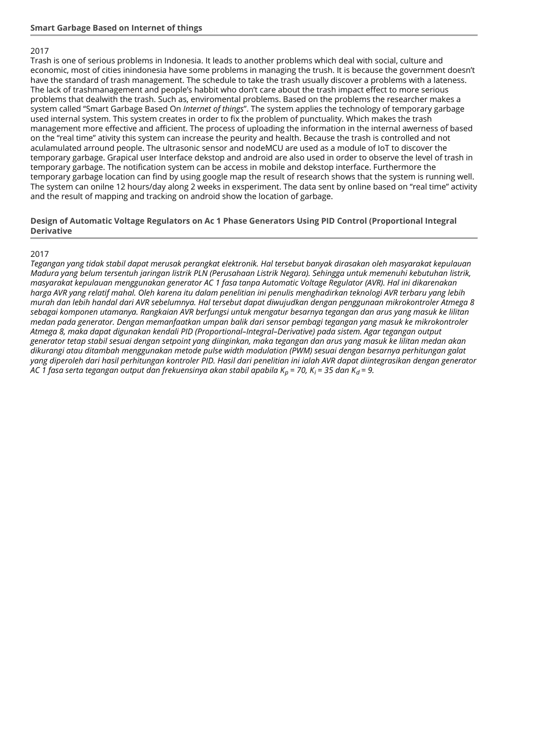**Smart Garbage Based on Internet of things**

2017

Trash is one of serious problems in Indonesia. It leads to another problems which deal with social, culture and economic, most of cities inindonesia have some problems in managing the trush. It is because the government doesn't have the standard of trash management. The schedule to take the trash usually discover a problems with a lateness. The lack of trashmanagement and people's habbit who don't care about the trash impact effect to more serious problems that dealwith the trash. Such as, enviromental problems. Based on the problems the researcher makes a system called "Smart Garbage Based On *Internet of things*". The system applies the technology of temporary garbage used internal system. This system creates in order to fix the problem of punctuality. Which makes the trash management more effective and afficient. The process of uploading the information in the internal awerness of based on the "real time" ativity this system can increase the peurity and health. Because the trash is controlled and not aculamulated arround people. The ultrasonic sensor and nodeMCU are used as a module of IoT to discover the temporary garbage. Grapical user Interface dekstop and android are also used in order to observe the level of trash in temporary garbage. The notification system can be access in mobile and dekstop interface. Furthermore the temporary garbage location can find by using google map the result of research shows that the system is running well. The system can onilne 12 hours/day along 2 weeks in exsperiment. The data sent by online based on "real time" activity and the result of mapping and tracking on android show the location of garbage.

**Design of Automatic Voltage Regulators on Ac 1 Phase Generators Using PID Control (Proportional Integral Derivative**

2017

*Tegangan yang tidak stabil dapat merusak perangkat elektronik. Hal tersebut banyak dirasakan oleh masyarakat kepulauan Madura yang belum tersentuh jaringan listrik PLN (Perusahaan Listrik Negara). Sehingga untuk memenuhi kebutuhan listrik, masyarakat kepulauan menggunakan generator AC 1 fasa tanpa Automatic Voltage Regulator (AVR). Hal ini dikarenakan harga AVR yang relatif mahal. Oleh karena itu dalam penelitian ini penulis menghadirkan teknologi AVR terbaru yang lebih murah dan lebih handal dari AVR sebelumnya. Hal tersebut dapat diwujudkan dengan penggunaan mikrokontroler Atmega 8 sebagai komponen utamanya. Rangkaian AVR berfungsi untuk mengatur besarnya tegangan dan arus yang masuk ke lilitan medan pada generator. Dengan memanfaatkan umpan balik dari sensor pembagi tegangan yang masuk ke mikrokontroler Atmega 8, maka dapat digunakan kendali PID (Proportional–Integral–Derivative) pada sistem. Agar tegangan output generator tetap stabil sesuai dengan setpoint yang diinginkan, maka tegangan dan arus yang masuk ke lilitan medan akan dikurangi atau ditambah menggunakan metode pulse width modulation (PWM) sesuai dengan besarnya perhitungan galat yang diperoleh dari hasil perhitungan kontroler PID. Hasil dari penelitian ini ialah AVR dapat diintegrasikan dengan generator AC 1 fasa serta tegangan output dan frekuensinya akan stabil apabila* $K_p = 70$, $K_i = 35$ *dan* $K_d = 9$.